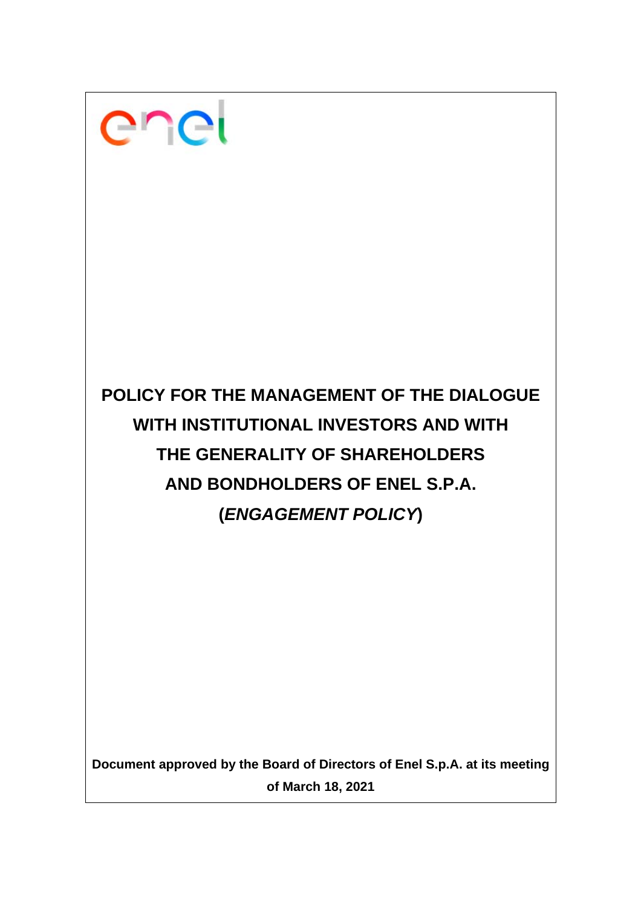# POLICY FOR THE MANAGEMENT OF THE DIALOGUE WITH INSTITUTIONAL INVESTORS AND WITH THE GENERALITY OF SHAREHOLDERS AND BONDHOLDERS OF ENEL S.P.A.

# (*ENGAGEMENT POLICY*)

**Document approved by the Board of Directors of Enel S.p.A. at its meeting of March 18, 2021**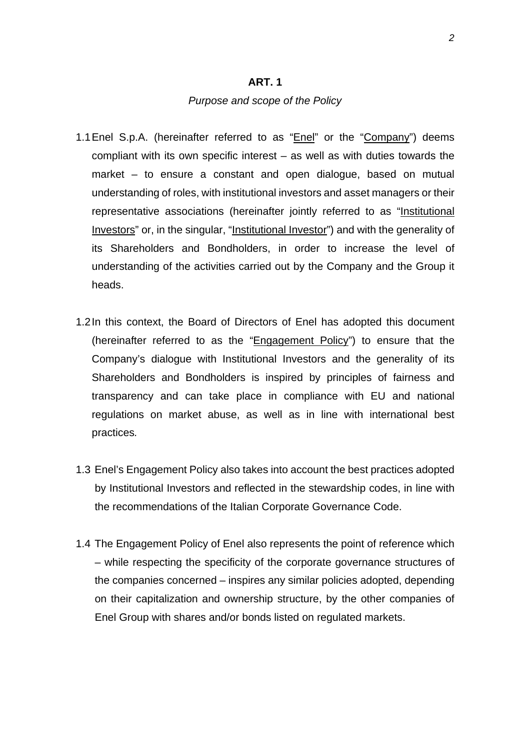**ART. 1**

*Purpose and scope of the Policy*

1.1 Enel S.p.A. (hereinafter referred to as "Enel" or the "Company") deems compliant with its own specific interest – as well as with duties towards the market – to ensure a constant and open dialogue, based on mutual understanding of roles, with institutional investors and asset managers or their representative associations (hereinafter jointly referred to as "Institutional Investors" or, in the singular, "Institutional Investor") and with the generality of its Shareholders and Bondholders, in order to increase the level of understanding of the activities carried out by the Company and the Group it heads.

1.2 In this context, the Board of Directors of Enel has adopted this document (hereinafter referred to as the "Engagement Policy") to ensure that the Company's dialogue with Institutional Investors and the generality of its Shareholders and Bondholders is inspired by principles of fairness and transparency and can take place in compliance with EU and national regulations on market abuse, as well as in line with international best practices.

1.3 Enel's Engagement Policy also takes into account the best practices adopted by Institutional Investors and reflected in the stewardship codes, in line with the recommendations of the Italian Corporate Governance Code.

1.4 The Engagement Policy of Enel also represents the point of reference which – while respecting the specificity of the corporate governance structures of the companies concerned – inspires any similar policies adopted, depending on their capitalization and ownership structure, by the other companies of Enel Group with shares and/or bonds listed on regulated markets.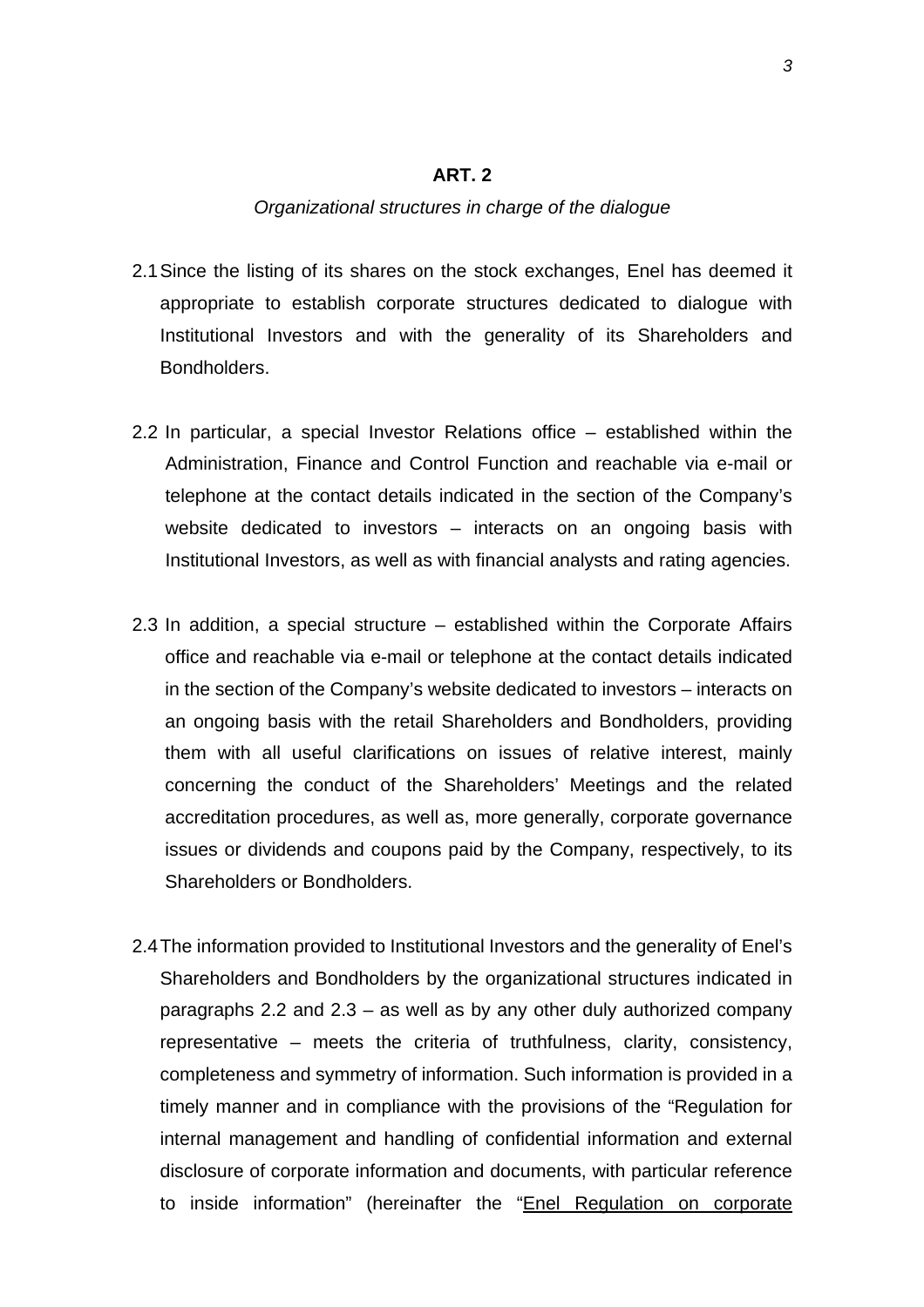**ART. 2**

*Organizational structures in charge of the dialogue*

2.1 Since the listing of its shares on the stock exchanges, Enel has deemed it appropriate to establish corporate structures dedicated to dialogue with Institutional Investors and with the generality of its Shareholders and Bondholders.

2.2 In particular, a special Investor Relations office – established within the Administration, Finance and Control Function and reachable via e-mail or telephone at the contact details indicated in the section of the Company's website dedicated to investors – interacts on an ongoing basis with Institutional Investors, as well as with financial analysts and rating agencies.

2.3 In addition, a special structure – established within the Corporate Affairs office and reachable via e-mail or telephone at the contact details indicated in the section of the Company's website dedicated to investors – interacts on an ongoing basis with the retail Shareholders and Bondholders, providing them with all useful clarifications on issues of relative interest, mainly concerning the conduct of the Shareholders' Meetings and the related accreditation procedures, as well as, more generally, corporate governance issues or dividends and coupons paid by the Company, respectively, to its Shareholders or Bondholders.

2.4 The information provided to Institutional Investors and the generality of Enel's Shareholders and Bondholders by the organizational structures indicated in paragraphs 2.2 and 2.3 – as well as by any other duly authorized company representative – meets the criteria of truthfulness, clarity, consistency, completeness and symmetry of information. Such information is provided in a timely manner and in compliance with the provisions of the "Regulation for internal management and handling of confidential information and external disclosure of corporate information and documents, with particular reference to inside information" (hereinafter the "Enel Regulation on corporate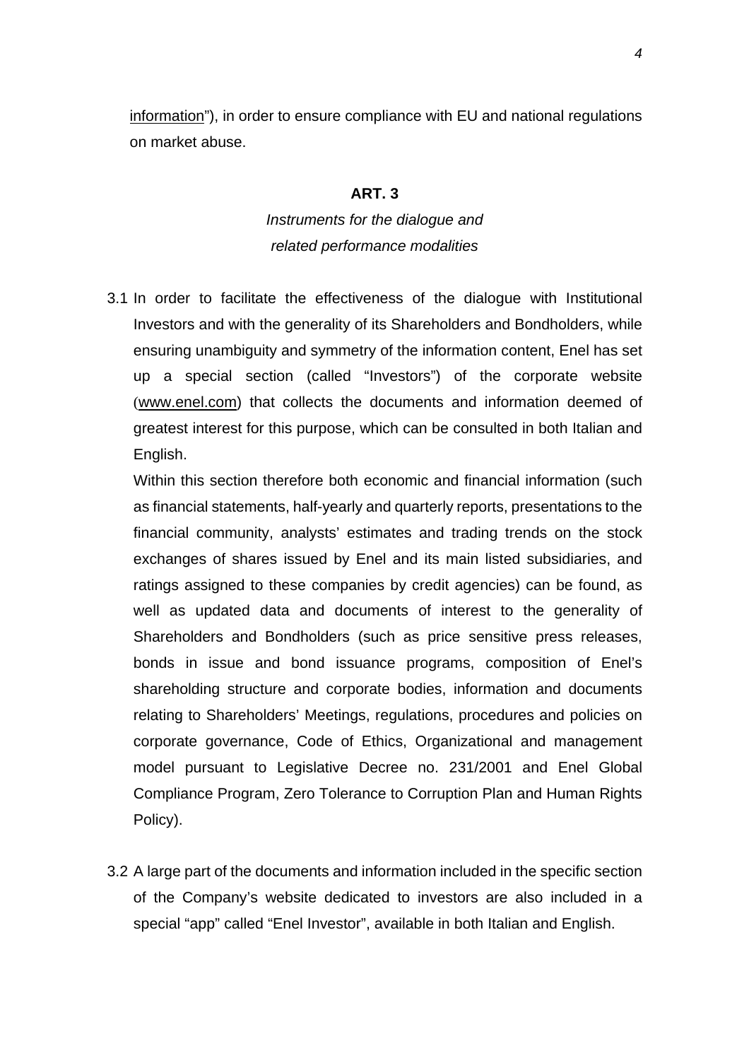information"), in order to ensure compliance with EU and national regulations on market abuse.

**ART. 3**

*Instruments for the dialogue and related performance modalities*

3.1 In order to facilitate the effectiveness of the dialogue with Institutional Investors and with the generality of its Shareholders and Bondholders, while ensuring unambiguity and symmetry of the information content, Enel has set up a special section (called "Investors") of the corporate website (www.enel.com) that collects the documents and information deemed of greatest interest for this purpose, which can be consulted in both Italian and English.

Within this section therefore both economic and financial information (such as financial statements, half-yearly and quarterly reports, presentations to the financial community, analysts' estimates and trading trends on the stock exchanges of shares issued by Enel and its main listed subsidiaries, and ratings assigned to these companies by credit agencies) can be found, as well as updated data and documents of interest to the generality of Shareholders and Bondholders (such as price sensitive press releases, bonds in issue and bond issuance programs, composition of Enel's shareholding structure and corporate bodies, information and documents relating to Shareholders' Meetings, regulations, procedures and policies on corporate governance, Code of Ethics, Organizational and management model pursuant to Legislative Decree no. 231/2001 and Enel Global Compliance Program, Zero Tolerance to Corruption Plan and Human Rights Policy).

3.2 A large part of the documents and information included in the specific section of the Company's website dedicated to investors are also included in a special "app" called "Enel Investor", available in both Italian and English.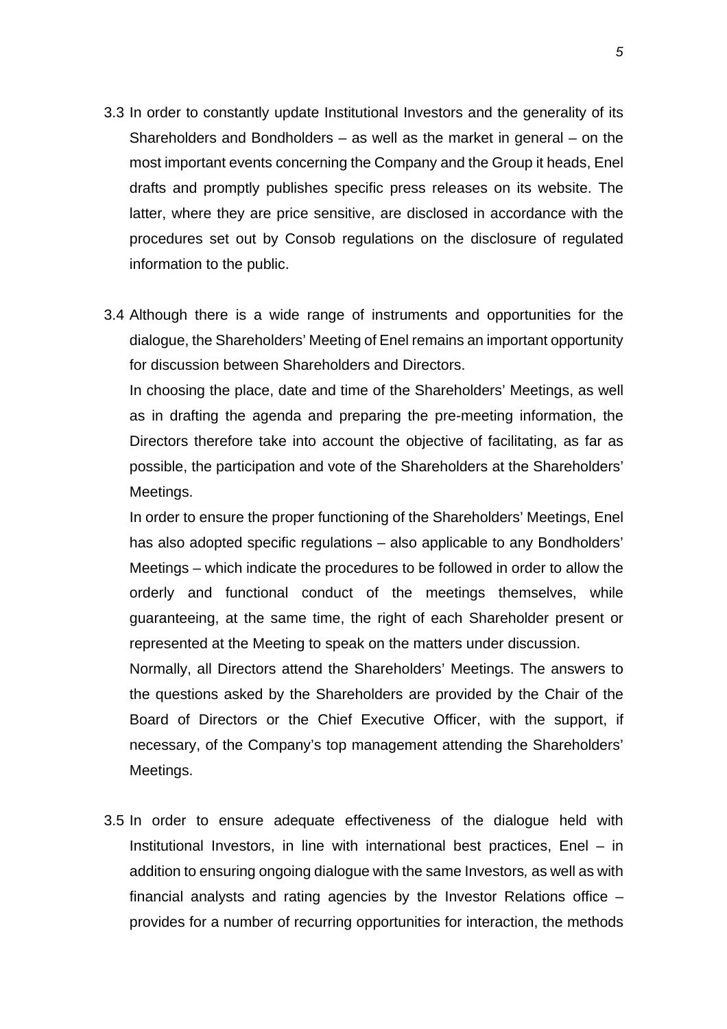3.3 In order to constantly update Institutional Investors and the generality of its Shareholders and Bondholders – as well as the market in general – on the most important events concerning the Company and the Group it heads, Enel drafts and promptly publishes specific press releases on its website. The latter, where they are price sensitive, are disclosed in accordance with the procedures set out by Consob regulations on the disclosure of regulated information to the public.

3.4 Although there is a wide range of instruments and opportunities for the dialogue, the Shareholders' Meeting of Enel remains an important opportunity for discussion between Shareholders and Directors.

In choosing the place, date and time of the Shareholders' Meetings, as well as in drafting the agenda and preparing the pre-meeting information, the Directors therefore take into account the objective of facilitating, as far as possible, the participation and vote of the Shareholders at the Shareholders' Meetings.

In order to ensure the proper functioning of the Shareholders' Meetings, Enel has also adopted specific regulations – also applicable to any Bondholders' Meetings – which indicate the procedures to be followed in order to allow the orderly and functional conduct of the meetings themselves, while guaranteeing, at the same time, the right of each Shareholder present or represented at the Meeting to speak on the matters under discussion.

Normally, all Directors attend the Shareholders' Meetings. The answers to the questions asked by the Shareholders are provided by the Chair of the Board of Directors or the Chief Executive Officer, with the support, if necessary, of the Company's top management attending the Shareholders' Meetings.

3.5 In order to ensure adequate effectiveness of the dialogue held with Institutional Investors, in line with international best practices, Enel – in addition to ensuring ongoing dialogue with the same Investors, as well as with financial analysts and rating agencies by the Investor Relations office – provides for a number of recurring opportunities for interaction, the methods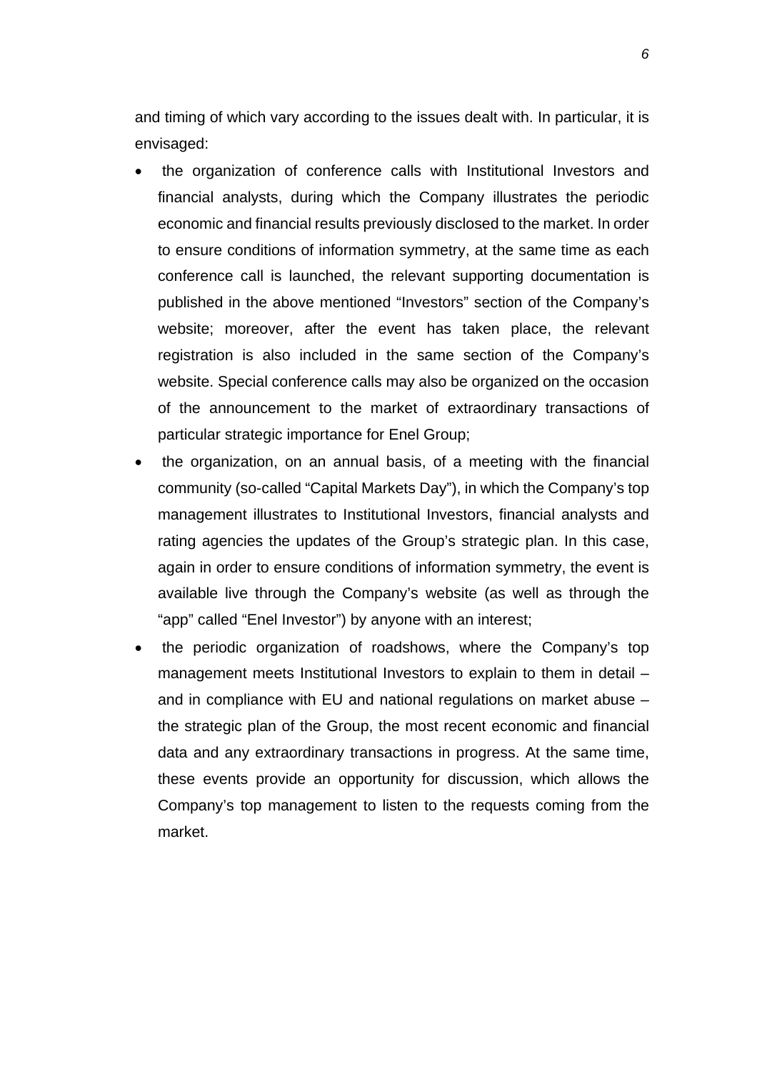and timing of which vary according to the issues dealt with. In particular, it is envisaged:

- the organization of conference calls with Institutional Investors and financial analysts, during which the Company illustrates the periodic economic and financial results previously disclosed to the market. In order to ensure conditions of information symmetry, at the same time as each conference call is launched, the relevant supporting documentation is published in the above mentioned "Investors" section of the Company's website; moreover, after the event has taken place, the relevant registration is also included in the same section of the Company's website. Special conference calls may also be organized on the occasion of the announcement to the market of extraordinary transactions of particular strategic importance for Enel Group;
- the organization, on an annual basis, of a meeting with the financial community (so-called "Capital Markets Day"), in which the Company's top management illustrates to Institutional Investors, financial analysts and rating agencies the updates of the Group's strategic plan. In this case, again in order to ensure conditions of information symmetry, the event is available live through the Company's website (as well as through the "app" called "Enel Investor") by anyone with an interest;
- the periodic organization of roadshows, where the Company's top management meets Institutional Investors to explain to them in detail – and in compliance with EU and national regulations on market abuse – the strategic plan of the Group, the most recent economic and financial data and any extraordinary transactions in progress. At the same time, these events provide an opportunity for discussion, which allows the Company's top management to listen to the requests coming from the market.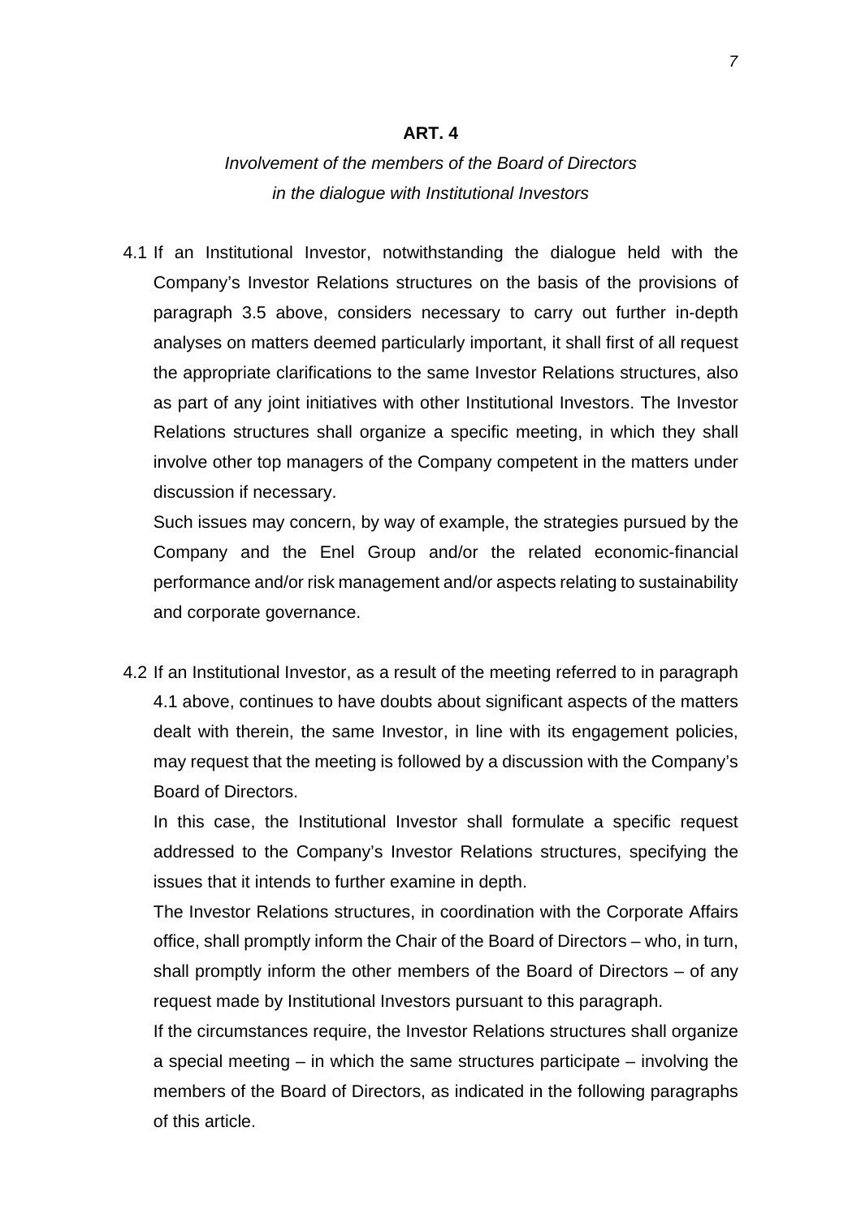## ART. 4

*Involvement of the members of the Board of Directors in the dialogue with Institutional Investors*

4.1 If an Institutional Investor, notwithstanding the dialogue held with the Company's Investor Relations structures on the basis of the provisions of paragraph 3.5 above, considers necessary to carry out further in-depth analyses on matters deemed particularly important, it shall first of all request the appropriate clarifications to the same Investor Relations structures, also as part of any joint initiatives with other Institutional Investors. The Investor Relations structures shall organize a specific meeting, in which they shall involve other top managers of the Company competent in the matters under discussion if necessary.

Such issues may concern, by way of example, the strategies pursued by the Company and the Enel Group and/or the related economic-financial performance and/or risk management and/or aspects relating to sustainability and corporate governance.

4.2 If an Institutional Investor, as a result of the meeting referred to in paragraph 4.1 above, continues to have doubts about significant aspects of the matters dealt with therein, the same Investor, in line with its engagement policies, may request that the meeting is followed by a discussion with the Company's Board of Directors.

In this case, the Institutional Investor shall formulate a specific request addressed to the Company's Investor Relations structures, specifying the issues that it intends to further examine in depth.

The Investor Relations structures, in coordination with the Corporate Affairs office, shall promptly inform the Chair of the Board of Directors – who, in turn, shall promptly inform the other members of the Board of Directors – of any request made by Institutional Investors pursuant to this paragraph.

If the circumstances require, the Investor Relations structures shall organize a special meeting – in which the same structures participate – involving the members of the Board of Directors, as indicated in the following paragraphs of this article.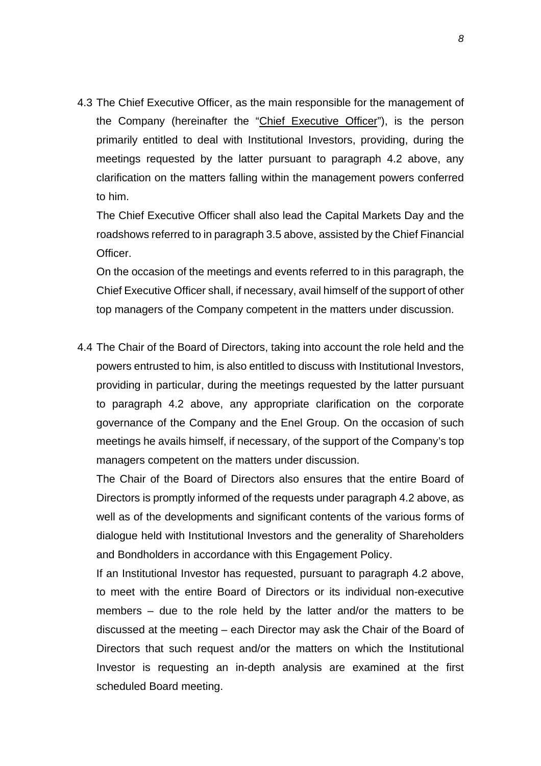4.3 The Chief Executive Officer, as the main responsible for the management of the Company (hereinafter the "Chief Executive Officer"), is the person primarily entitled to deal with Institutional Investors, providing, during the meetings requested by the latter pursuant to paragraph 4.2 above, any clarification on the matters falling within the management powers conferred to him.

The Chief Executive Officer shall also lead the Capital Markets Day and the roadshows referred to in paragraph 3.5 above, assisted by the Chief Financial Officer.

On the occasion of the meetings and events referred to in this paragraph, the Chief Executive Officer shall, if necessary, avail himself of the support of other top managers of the Company competent in the matters under discussion.

4.4 The Chair of the Board of Directors, taking into account the role held and the powers entrusted to him, is also entitled to discuss with Institutional Investors, providing in particular, during the meetings requested by the latter pursuant to paragraph 4.2 above, any appropriate clarification on the corporate governance of the Company and the Enel Group. On the occasion of such meetings he avails himself, if necessary, of the support of the Company's top managers competent on the matters under discussion.

The Chair of the Board of Directors also ensures that the entire Board of Directors is promptly informed of the requests under paragraph 4.2 above, as well as of the developments and significant contents of the various forms of dialogue held with Institutional Investors and the generality of Shareholders and Bondholders in accordance with this Engagement Policy.

If an Institutional Investor has requested, pursuant to paragraph 4.2 above, to meet with the entire Board of Directors or its individual non-executive members – due to the role held by the latter and/or the matters to be discussed at the meeting – each Director may ask the Chair of the Board of Directors that such request and/or the matters on which the Institutional Investor is requesting an in-depth analysis are examined at the first scheduled Board meeting.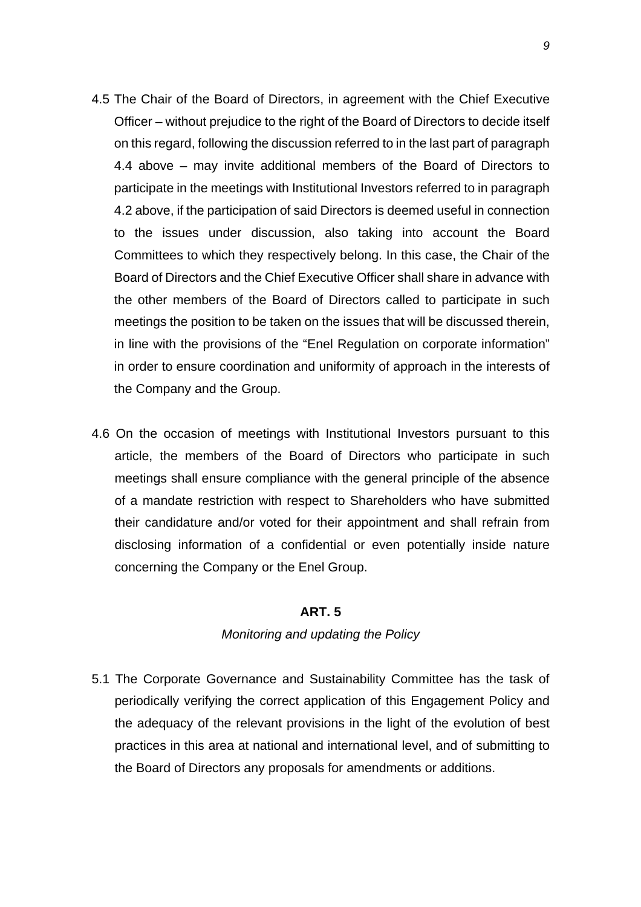4.5 The Chair of the Board of Directors, in agreement with the Chief Executive Officer – without prejudice to the right of the Board of Directors to decide itself on this regard, following the discussion referred to in the last part of paragraph 4.4 above – may invite additional members of the Board of Directors to participate in the meetings with Institutional Investors referred to in paragraph 4.2 above, if the participation of said Directors is deemed useful in connection to the issues under discussion, also taking into account the Board Committees to which they respectively belong. In this case, the Chair of the Board of Directors and the Chief Executive Officer shall share in advance with the other members of the Board of Directors called to participate in such meetings the position to be taken on the issues that will be discussed therein, in line with the provisions of the "Enel Regulation on corporate information" in order to ensure coordination and uniformity of approach in the interests of the Company and the Group.

4.6 On the occasion of meetings with Institutional Investors pursuant to this article, the members of the Board of Directors who participate in such meetings shall ensure compliance with the general principle of the absence of a mandate restriction with respect to Shareholders who have submitted their candidature and/or voted for their appointment and shall refrain from disclosing information of a confidential or even potentially inside nature concerning the Company or the Enel Group.

## ART. 5

*Monitoring and updating the Policy*

5.1 The Corporate Governance and Sustainability Committee has the task of periodically verifying the correct application of this Engagement Policy and the adequacy of the relevant provisions in the light of the evolution of best practices in this area at national and international level, and of submitting to the Board of Directors any proposals for amendments or additions.